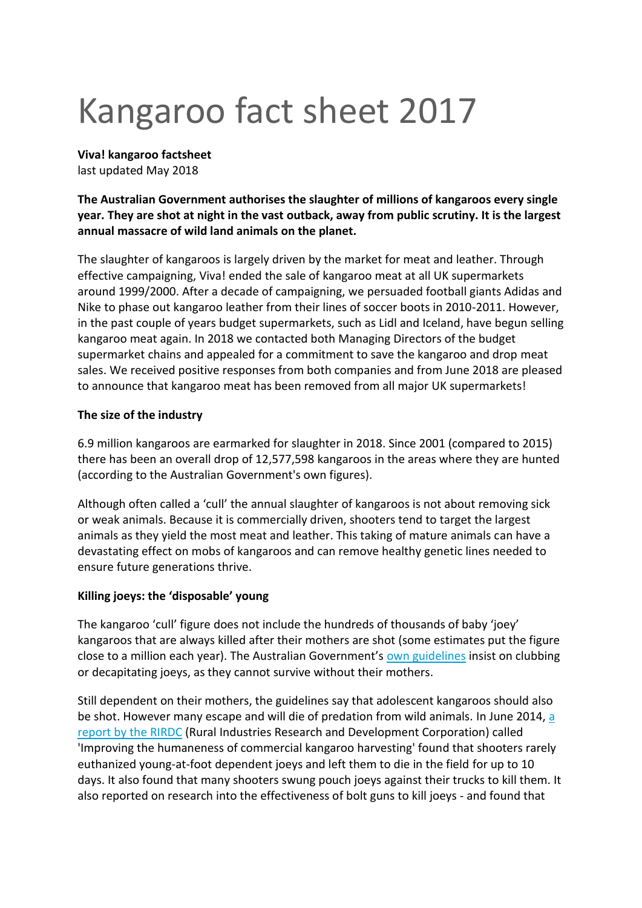# Kangaroo fact sheet 2017

**Viva! kangaroo factsheet**
last updated May 2018

**The Australian Government authorises the slaughter of millions of kangaroos every single year. They are shot at night in the vast outback, away from public scrutiny. It is the largest annual massacre of wild land animals on the planet.**

The slaughter of kangaroos is largely driven by the market for meat and leather. Through effective campaigning, Viva! ended the sale of kangaroo meat at all UK supermarkets around 1999/2000. After a decade of campaigning, we persuaded football giants Adidas and Nike to phase out kangaroo leather from their lines of soccer boots in 2010-2011. However, in the past couple of years budget supermarkets, such as Lidl and Iceland, have begun selling kangaroo meat again. In 2018 we contacted both Managing Directors of the budget supermarket chains and appealed for a commitment to save the kangaroo and drop meat sales. We received positive responses from both companies and from June 2018 are pleased to announce that kangaroo meat has been removed from all major UK supermarkets!

**The size of the industry**

6.9 million kangaroos are earmarked for slaughter in 2018. Since 2001 (compared to 2015) there has been an overall drop of 12,577,598 kangaroos in the areas where they are hunted (according to the Australian Government's own figures).

Although often called a 'cull' the annual slaughter of kangaroos is not about removing sick or weak animals. Because it is commercially driven, shooters tend to target the largest animals as they yield the most meat and leather. This taking of mature animals can have a devastating effect on mobs of kangaroos and can remove healthy genetic lines needed to ensure future generations thrive.

**Killing joeys: the 'disposable' young**

The kangaroo 'cull' figure does not include the hundreds of thousands of baby 'joey' kangaroos that are always killed after their mothers are shot (some estimates put the figure close to a million each year). The Australian Government's own guidelines insist on clubbing or decapitating joeys, as they cannot survive without their mothers.

Still dependent on their mothers, the guidelines say that adolescent kangaroos should also be shot. However many escape and will die of predation from wild animals. In June 2014, a report by the RIRDC (Rural Industries Research and Development Corporation) called 'Improving the humaneness of commercial kangaroo harvesting' found that shooters rarely euthanized young-at-foot dependent joeys and left them to die in the field for up to 10 days. It also found that many shooters swung pouch joeys against their trucks to kill them. It also reported on research into the effectiveness of bolt guns to kill joeys - and found that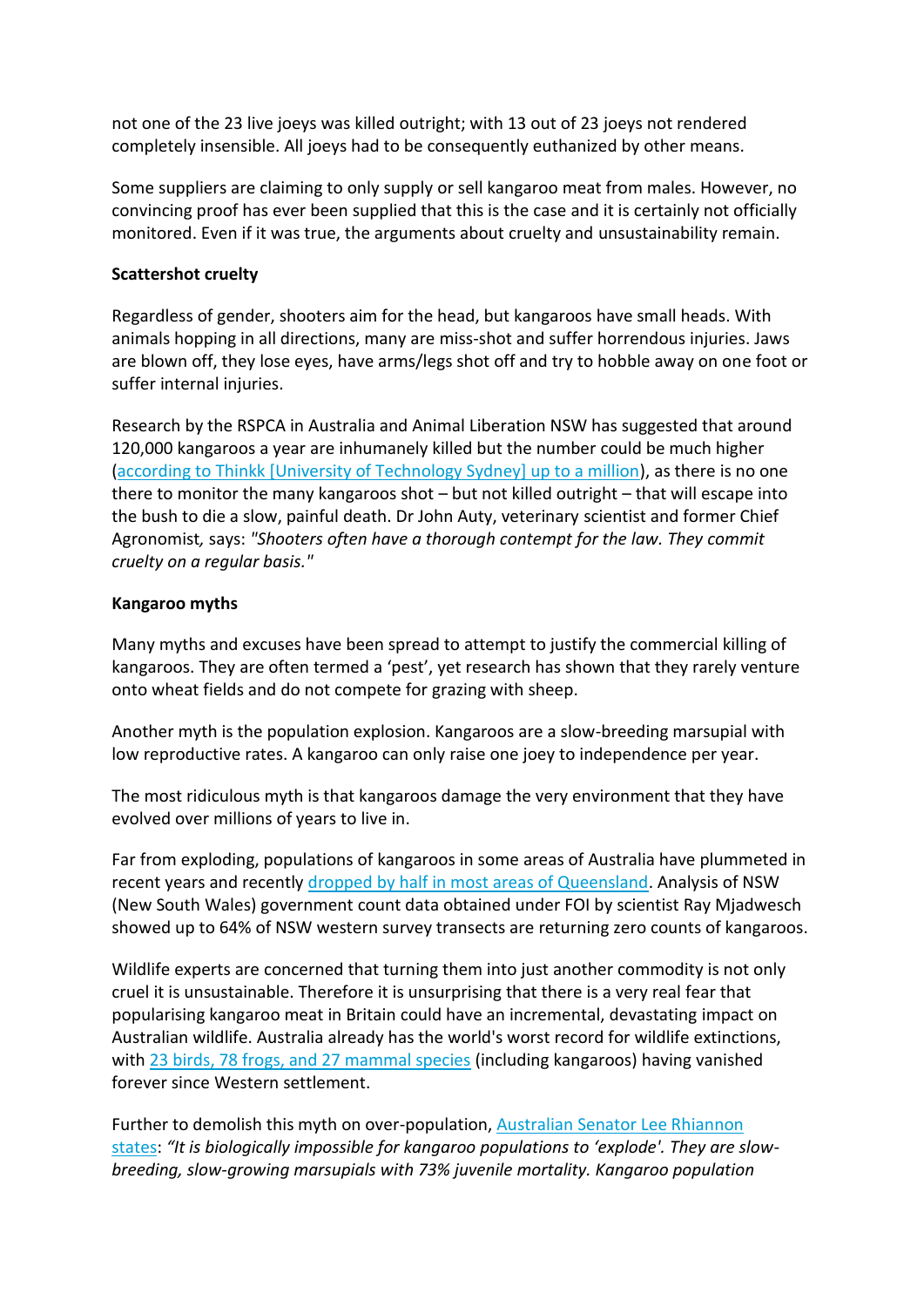not one of the 23 live joeys was killed outright; with 13 out of 23 joeys not rendered completely insensible. All joeys had to be consequently euthanized by other means.

Some suppliers are claiming to only supply or sell kangaroo meat from males. However, no convincing proof has ever been supplied that this is the case and it is certainly not officially monitored. Even if it was true, the arguments about cruelty and unsustainability remain.

**Scattershot cruelty**

Regardless of gender, shooters aim for the head, but kangaroos have small heads. With animals hopping in all directions, many are miss-shot and suffer horrendous injuries. Jaws are blown off, they lose eyes, have arms/legs shot off and try to hobble away on one foot or suffer internal injuries.

Research by the RSPCA in Australia and Animal Liberation NSW has suggested that around 120,000 kangaroos a year are inhumanely killed but the number could be much higher (according to Thinkk [University of Technology Sydney] up to a million), as there is no one there to monitor the many kangaroos shot – but not killed outright – that will escape into the bush to die a slow, painful death. Dr John Auty, veterinary scientist and former Chief Agronomist*,* says: *"Shooters often have a thorough contempt for the law. They commit cruelty on a regular basis."*

**Kangaroo myths**

Many myths and excuses have been spread to attempt to justify the commercial killing of kangaroos. They are often termed a 'pest', yet research has shown that they rarely venture onto wheat fields and do not compete for grazing with sheep.

Another myth is the population explosion. Kangaroos are a slow-breeding marsupial with low reproductive rates. A kangaroo can only raise one joey to independence per year.

The most ridiculous myth is that kangaroos damage the very environment that they have evolved over millions of years to live in.

Far from exploding, populations of kangaroos in some areas of Australia have plummeted in recent years and recently dropped by half in most areas of Queensland. Analysis of NSW (New South Wales) government count data obtained under FOI by scientist Ray Mjadwesch showed up to 64% of NSW western survey transects are returning zero counts of kangaroos.

Wildlife experts are concerned that turning them into just another commodity is not only cruel it is unsustainable. Therefore it is unsurprising that there is a very real fear that popularising kangaroo meat in Britain could have an incremental, devastating impact on Australian wildlife. Australia already has the world's worst record for wildlife extinctions, with 23 birds, 78 frogs, and 27 mammal species (including kangaroos) having vanished forever since Western settlement.

Further to demolish this myth on over-population, Australian Senator Lee Rhiannon states: *"It is biologically impossible for kangaroo populations to 'explode'. They are slow-breeding, slow-growing marsupials with 73% juvenile mortality. Kangaroo population*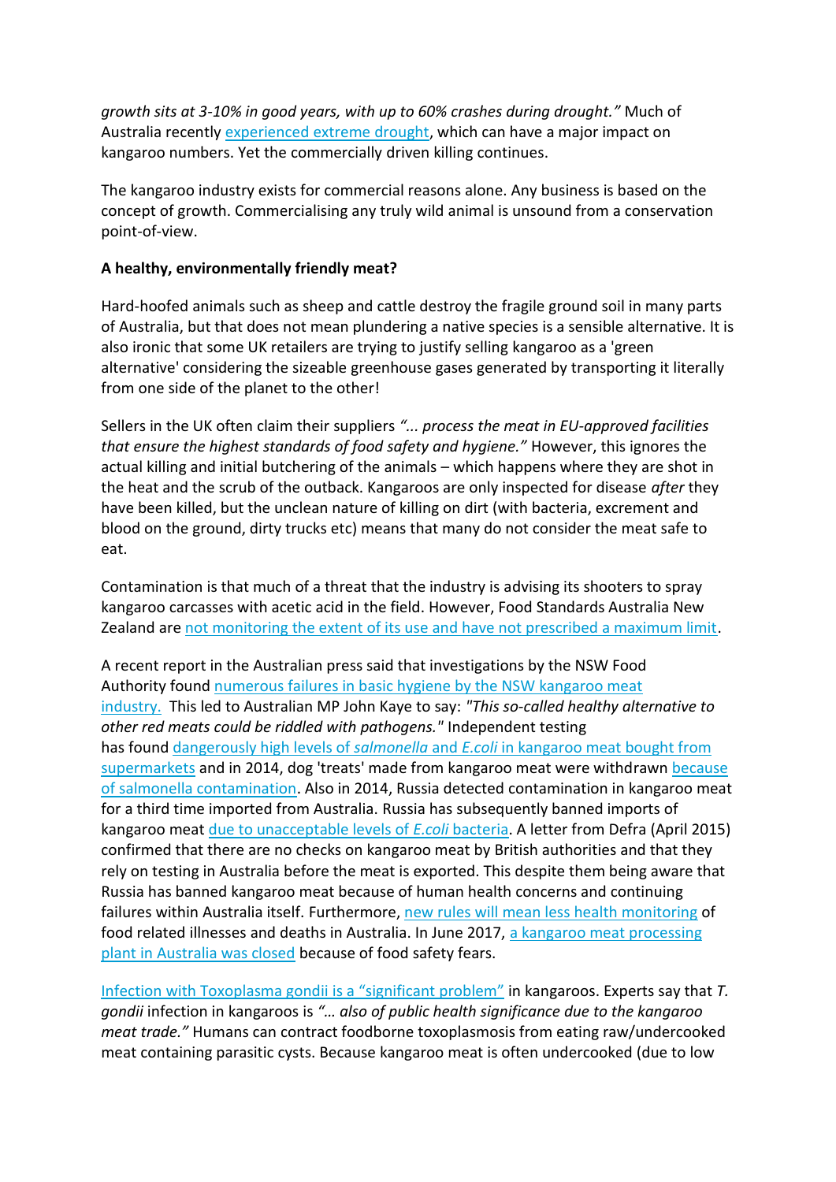*growth sits at 3-10% in good years, with up to 60% crashes during drought."* Much of Australia recently experienced extreme drought, which can have a major impact on kangaroo numbers. Yet the commercially driven killing continues.

The kangaroo industry exists for commercial reasons alone. Any business is based on the concept of growth. Commercialising any truly wild animal is unsound from a conservation point-of-view.

**A healthy, environmentally friendly meat?**

Hard-hoofed animals such as sheep and cattle destroy the fragile ground soil in many parts of Australia, but that does not mean plundering a native species is a sensible alternative. It is also ironic that some UK retailers are trying to justify selling kangaroo as a 'green alternative' considering the sizeable greenhouse gases generated by transporting it literally from one side of the planet to the other!

Sellers in the UK often claim their suppliers *"... process the meat in EU-approved facilities that ensure the highest standards of food safety and hygiene."* However, this ignores the actual killing and initial butchering of the animals – which happens where they are shot in the heat and the scrub of the outback. Kangaroos are only inspected for disease *after* they have been killed, but the unclean nature of killing on dirt (with bacteria, excrement and blood on the ground, dirty trucks etc) means that many do not consider the meat safe to eat.

Contamination is that much of a threat that the industry is advising its shooters to spray kangaroo carcasses with acetic acid in the field. However, Food Standards Australia New Zealand are not monitoring the extent of its use and have not prescribed a maximum limit.

A recent report in the Australian press said that investigations by the NSW Food Authority found numerous failures in basic hygiene by the NSW kangaroo meat industry. This led to Australian MP John Kaye to say: *"This so-called healthy alternative to other red meats could be riddled with pathogens."* Independent testing has found dangerously high levels of *salmonella* and *E.coli* in kangaroo meat bought from supermarkets and in 2014, dog 'treats' made from kangaroo meat were withdrawn because of salmonella contamination. Also in 2014, Russia detected contamination in kangaroo meat for a third time imported from Australia. Russia has subsequently banned imports of kangaroo meat due to unacceptable levels of *E.coli* bacteria. A letter from Defra (April 2015) confirmed that there are no checks on kangaroo meat by British authorities and that they rely on testing in Australia before the meat is exported. This despite them being aware that Russia has banned kangaroo meat because of human health concerns and continuing failures within Australia itself. Furthermore, new rules will mean less health monitoring of food related illnesses and deaths in Australia. In June 2017, a kangaroo meat processing plant in Australia was closed because of food safety fears.

Infection with Toxoplasma gondii is a "significant problem" in kangaroos. Experts say that *T. gondii* infection in kangaroos is *"… also of public health significance due to the kangaroo meat trade."* Humans can contract foodborne toxoplasmosis from eating raw/undercooked meat containing parasitic cysts. Because kangaroo meat is often undercooked (due to low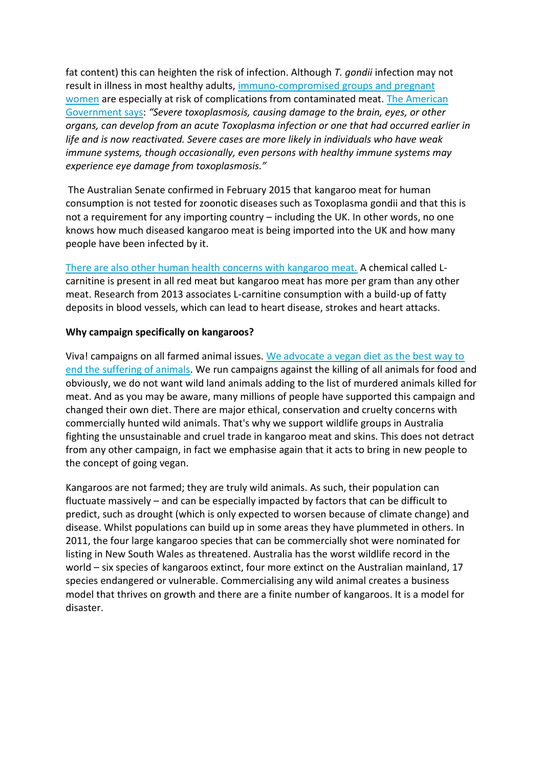fat content) this can heighten the risk of infection. Although *T. gondii* infection may not result in illness in most healthy adults, immuno-compromised groups and pregnant women are especially at risk of complications from contaminated meat. The American Government says: ***"Severe toxoplasmosis, causing damage to the brain, eyes, or other organs, can develop from an acute Toxoplasma infection or one that had occurred earlier in life and is now reactivated. Severe cases are more likely in individuals who have weak immune systems, though occasionally, even persons with healthy immune systems may experience eye damage from toxoplasmosis."***

The Australian Senate confirmed in February 2015 that kangaroo meat for human consumption is not tested for zoonotic diseases such as Toxoplasma gondii and that this is not a requirement for any importing country – including the UK. In other words, no one knows how much diseased kangaroo meat is being imported into the UK and how many people have been infected by it.

There are also other human health concerns with kangaroo meat. A chemical called L-carnitine is present in all red meat but kangaroo meat has more per gram than any other meat. Research from 2013 associates L-carnitine consumption with a build-up of fatty deposits in blood vessels, which can lead to heart disease, strokes and heart attacks.

**Why campaign specifically on kangaroos?**

Viva! campaigns on all farmed animal issues. We advocate a vegan diet as the best way to end the suffering of animals. We run campaigns against the killing of all animals for food and obviously, we do not want wild land animals adding to the list of murdered animals killed for meat. And as you may be aware, many millions of people have supported this campaign and changed their own diet. There are major ethical, conservation and cruelty concerns with commercially hunted wild animals. That's why we support wildlife groups in Australia fighting the unsustainable and cruel trade in kangaroo meat and skins. This does not detract from any other campaign, in fact we emphasise again that it acts to bring in new people to the concept of going vegan.

Kangaroos are not farmed; they are truly wild animals. As such, their population can fluctuate massively – and can be especially impacted by factors that can be difficult to predict, such as drought (which is only expected to worsen because of climate change) and disease. Whilst populations can build up in some areas they have plummeted in others. In 2011, the four large kangaroo species that can be commercially shot were nominated for listing in New South Wales as threatened. Australia has the worst wildlife record in the world – six species of kangaroos extinct, four more extinct on the Australian mainland, 17 species endangered or vulnerable. Commercialising any wild animal creates a business model that thrives on growth and there are a finite number of kangaroos. It is a model for disaster.